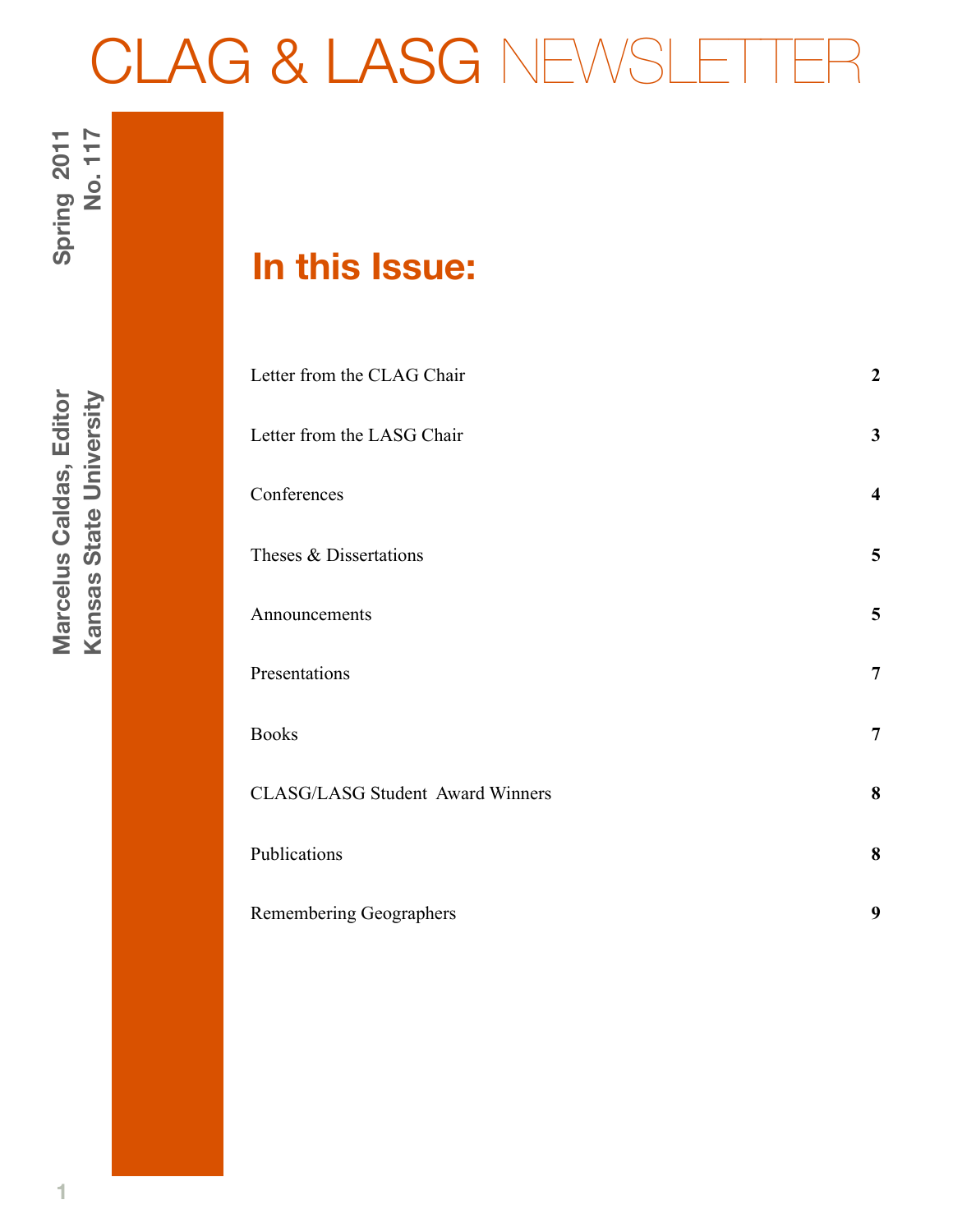# CLAG & LASG NEWSLETTER

Spring 2011
No. 117

Marcelus Caldas, Editor
Kansas State University

## In this Issue:

| | |
|---|---|
| Letter from the CLAG Chair | **2** |
| Letter from the LASG Chair | **3** |
| Conferences | **4** |
| Theses & Dissertations | **5** |
| Announcements | **5** |
| Presentations | **7** |
| Books | **7** |
| CLASG/LASG Student Award Winners | **8** |
| Publications | **8** |
| Remembering Geographers | **9** |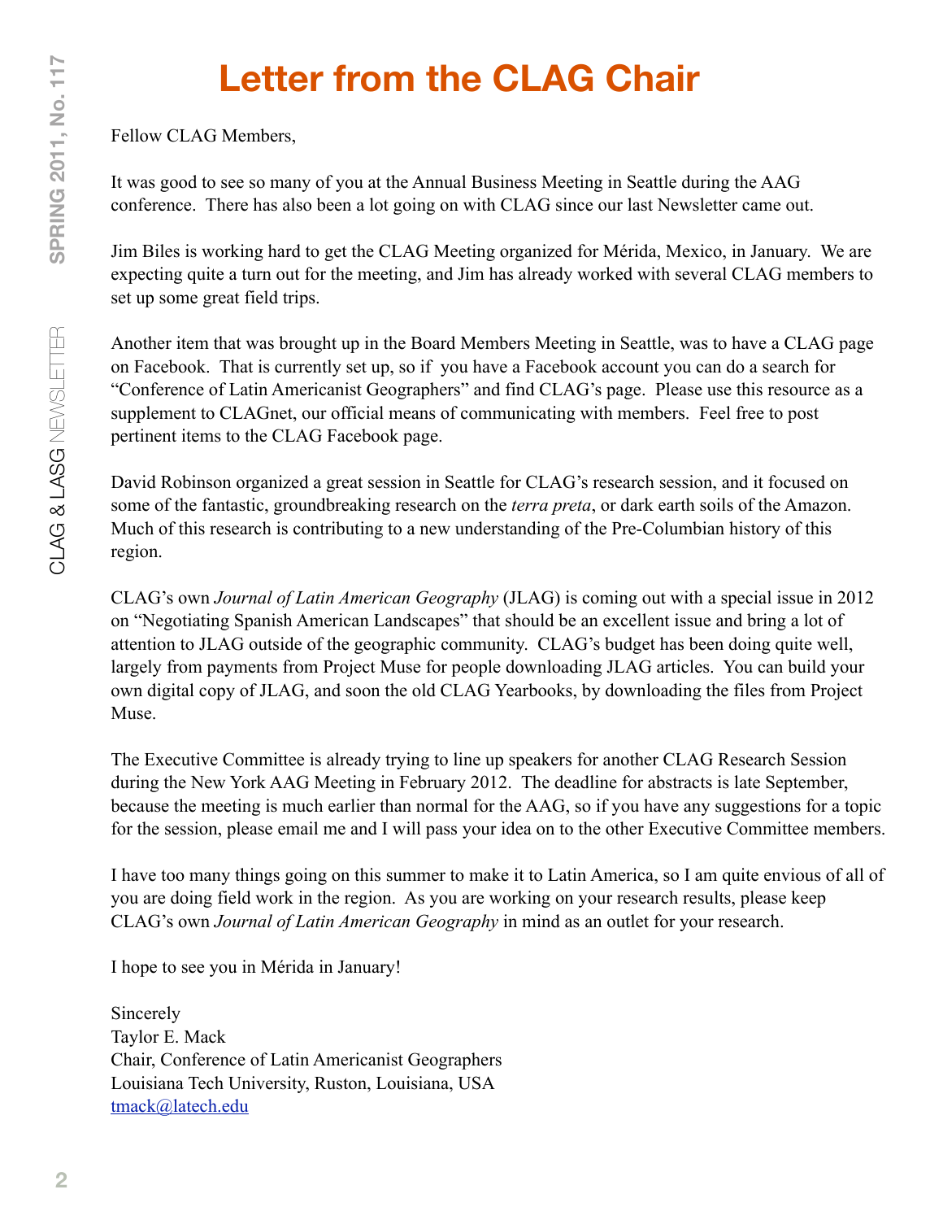# Letter from the CLAG Chair

Fellow CLAG Members,

It was good to see so many of you at the Annual Business Meeting in Seattle during the AAG conference. There has also been a lot going on with CLAG since our last Newsletter came out.

Jim Biles is working hard to get the CLAG Meeting organized for Mérida, Mexico, in January. We are expecting quite a turn out for the meeting, and Jim has already worked with several CLAG members to set up some great field trips.

Another item that was brought up in the Board Members Meeting in Seattle, was to have a CLAG page on Facebook. That is currently set up, so if you have a Facebook account you can do a search for "Conference of Latin Americanist Geographers" and find CLAG's page. Please use this resource as a supplement to CLAGnet, our official means of communicating with members. Feel free to post pertinent items to the CLAG Facebook page.

David Robinson organized a great session in Seattle for CLAG's research session, and it focused on some of the fantastic, groundbreaking research on the *terra preta*, or dark earth soils of the Amazon. Much of this research is contributing to a new understanding of the Pre-Columbian history of this region.

CLAG's own *Journal of Latin American Geography* (JLAG) is coming out with a special issue in 2012 on "Negotiating Spanish American Landscapes" that should be an excellent issue and bring a lot of attention to JLAG outside of the geographic community. CLAG's budget has been doing quite well, largely from payments from Project Muse for people downloading JLAG articles. You can build your own digital copy of JLAG, and soon the old CLAG Yearbooks, by downloading the files from Project Muse.

The Executive Committee is already trying to line up speakers for another CLAG Research Session during the New York AAG Meeting in February 2012. The deadline for abstracts is late September, because the meeting is much earlier than normal for the AAG, so if you have any suggestions for a topic for the session, please email me and I will pass your idea on to the other Executive Committee members.

I have too many things going on this summer to make it to Latin America, so I am quite envious of all of you are doing field work in the region. As you are working on your research results, please keep CLAG's own *Journal of Latin American Geography* in mind as an outlet for your research.

I hope to see you in Mérida in January!

Sincerely  
Taylor E. Mack  
Chair, Conference of Latin Americanist Geographers  
Louisiana Tech University, Ruston, Louisiana, USA  
tmack@latech.edu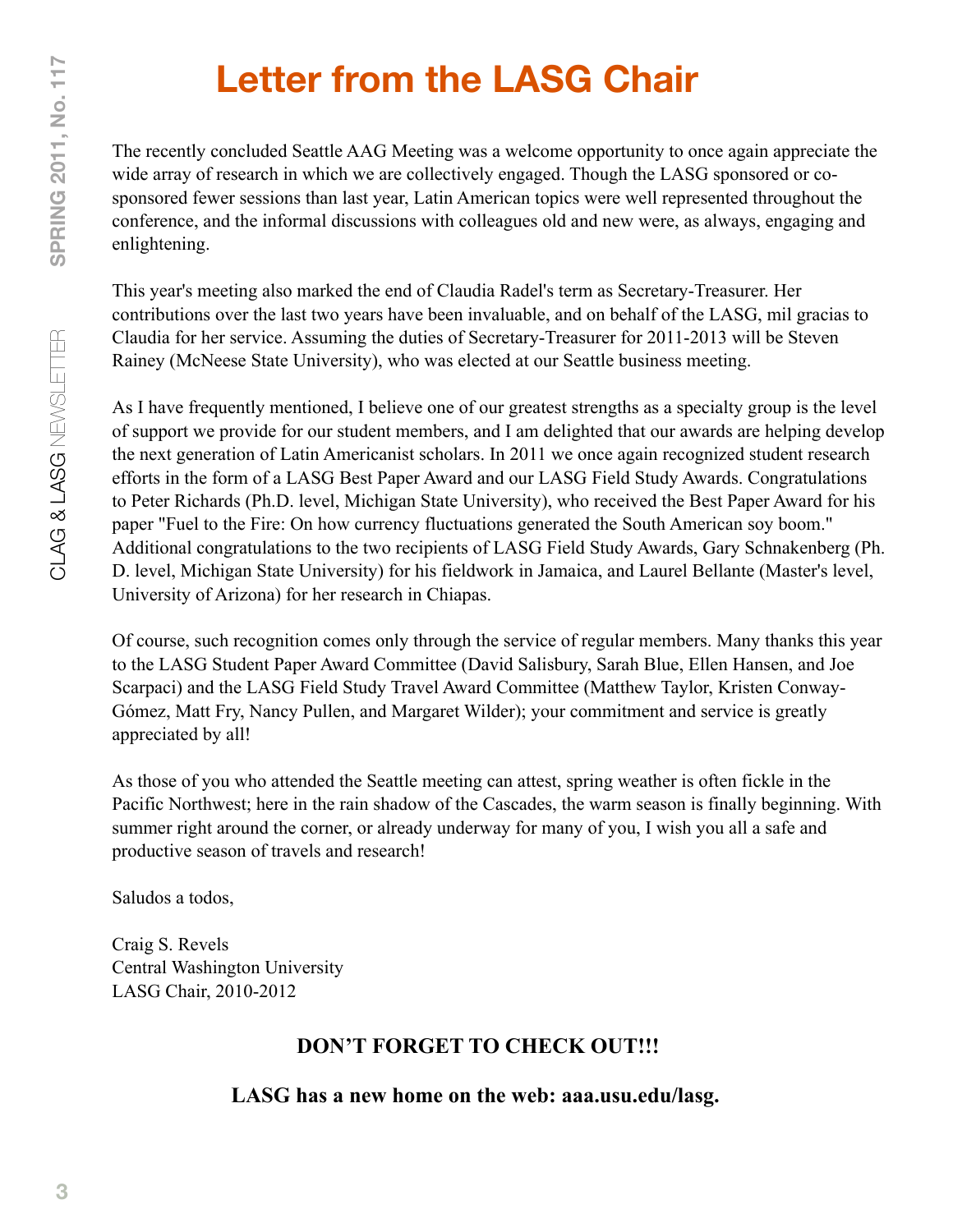# Letter from the LASG Chair

The recently concluded Seattle AAG Meeting was a welcome opportunity to once again appreciate the wide array of research in which we are collectively engaged. Though the LASG sponsored or co-sponsored fewer sessions than last year, Latin American topics were well represented throughout the conference, and the informal discussions with colleagues old and new were, as always, engaging and enlightening.

This year's meeting also marked the end of Claudia Radel's term as Secretary-Treasurer. Her contributions over the last two years have been invaluable, and on behalf of the LASG, mil gracias to Claudia for her service. Assuming the duties of Secretary-Treasurer for 2011-2013 will be Steven Rainey (McNeese State University), who was elected at our Seattle business meeting.

As I have frequently mentioned, I believe one of our greatest strengths as a specialty group is the level of support we provide for our student members, and I am delighted that our awards are helping develop the next generation of Latin Americanist scholars. In 2011 we once again recognized student research efforts in the form of a LASG Best Paper Award and our LASG Field Study Awards. Congratulations to Peter Richards (Ph.D. level, Michigan State University), who received the Best Paper Award for his paper "Fuel to the Fire: On how currency fluctuations generated the South American soy boom." Additional congratulations to the two recipients of LASG Field Study Awards, Gary Schnakenberg (Ph. D. level, Michigan State University) for his fieldwork in Jamaica, and Laurel Bellante (Master's level, University of Arizona) for her research in Chiapas.

Of course, such recognition comes only through the service of regular members. Many thanks this year to the LASG Student Paper Award Committee (David Salisbury, Sarah Blue, Ellen Hansen, and Joe Scarpaci) and the LASG Field Study Travel Award Committee (Matthew Taylor, Kristen Conway-Gómez, Matt Fry, Nancy Pullen, and Margaret Wilder); your commitment and service is greatly appreciated by all!

As those of you who attended the Seattle meeting can attest, spring weather is often fickle in the Pacific Northwest; here in the rain shadow of the Cascades, the warm season is finally beginning. With summer right around the corner, or already underway for many of you, I wish you all a safe and productive season of travels and research!

Saludos a todos,

Craig S. Revels
Central Washington University
LASG Chair, 2010-2012

**DON'T FORGET TO CHECK OUT!!!**

**LASG has a new home on the web: aaa.usu.edu/lasg.**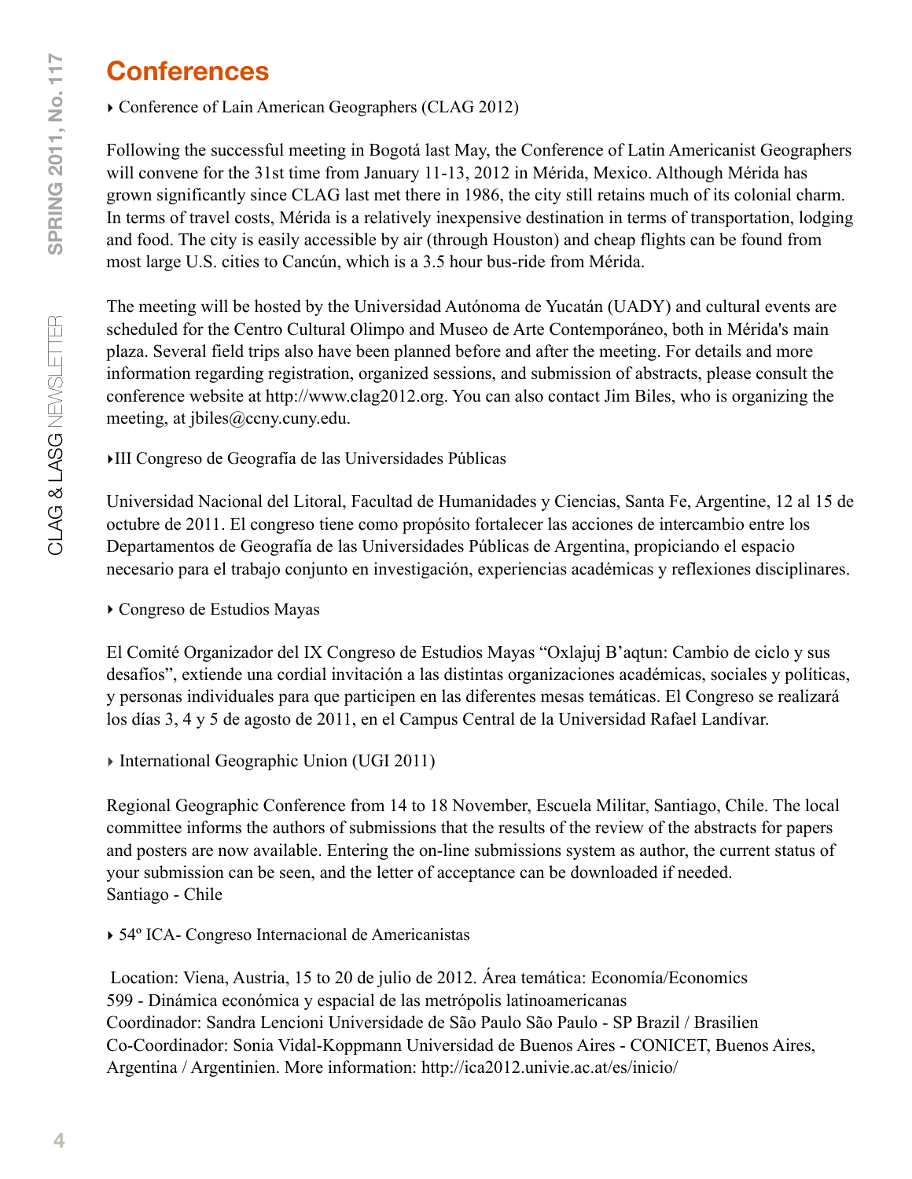# Conferences

‣ Conference of Lain American Geographers (CLAG 2012)

Following the successful meeting in Bogotá last May, the Conference of Latin Americanist Geographers will convene for the 31st time from January 11-13, 2012 in Mérida, Mexico. Although Mérida has grown significantly since CLAG last met there in 1986, the city still retains much of its colonial charm. In terms of travel costs, Mérida is a relatively inexpensive destination in terms of transportation, lodging and food. The city is easily accessible by air (through Houston) and cheap flights can be found from most large U.S. cities to Cancún, which is a 3.5 hour bus-ride from Mérida.

The meeting will be hosted by the Universidad Autónoma de Yucatán (UADY) and cultural events are scheduled for the Centro Cultural Olimpo and Museo de Arte Contemporáneo, both in Mérida's main plaza. Several field trips also have been planned before and after the meeting. For details and more information regarding registration, organized sessions, and submission of abstracts, please consult the conference website at http://www.clag2012.org. You can also contact Jim Biles, who is organizing the meeting, at jbiles@ccny.cuny.edu.

‣III Congreso de Geografía de las Universidades Públicas

Universidad Nacional del Litoral, Facultad de Humanidades y Ciencias, Santa Fe, Argentine, 12 al 15 de octubre de 2011. El congreso tiene como propósito fortalecer las acciones de intercambio entre los Departamentos de Geografía de las Universidades Públicas de Argentina, propiciando el espacio necesario para el trabajo conjunto en investigación, experiencias académicas y reflexiones disciplinares.

‣ Congreso de Estudios Mayas

El Comité Organizador del IX Congreso de Estudios Mayas "Oxlajuj B'aqtun: Cambio de ciclo y sus desafíos", extiende una cordial invitación a las distintas organizaciones académicas, sociales y políticas, y personas individuales para que participen en las diferentes mesas temáticas. El Congreso se realizará los días 3, 4 y 5 de agosto de 2011, en el Campus Central de la Universidad Rafael Landívar.

‣ International Geographic Union (UGI 2011)

Regional Geographic Conference from 14 to 18 November, Escuela Militar, Santiago, Chile. The local committee informs the authors of submissions that the results of the review of the abstracts for papers and posters are now available. Entering the on-line submissions system as author, the current status of your submission can be seen, and the letter of acceptance can be downloaded if needed.
Santiago - Chile

‣ 54º ICA- Congreso Internacional de Americanistas

Location: Viena, Austria, 15 to 20 de julio de 2012. Área temática: Economía/Economics
599 - Dinámica económica y espacial de las metrópolis latinoamericanas
Coordinador: Sandra Lencioni Universidade de São Paulo São Paulo - SP Brazil / Brasilien
Co-Coordinador: Sonia Vidal-Koppmann Universidad de Buenos Aires - CONICET, Buenos Aires, Argentina / Argentinien. More information: http://ica2012.univie.ac.at/es/inicio/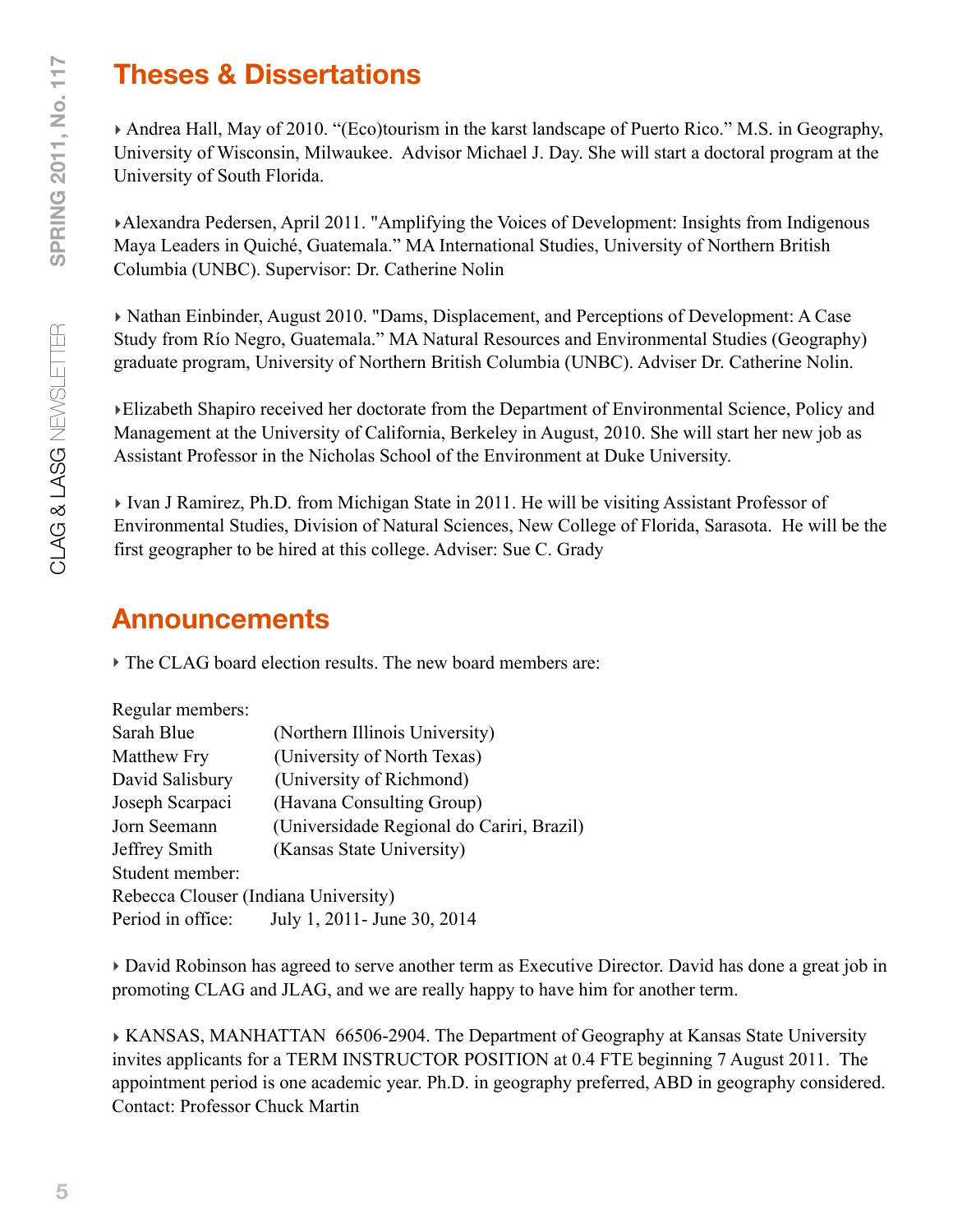## Theses & Dissertations

- Andrea Hall, May of 2010. "(Eco)tourism in the karst landscape of Puerto Rico." M.S. in Geography, University of Wisconsin, Milwaukee. Advisor Michael J. Day. She will start a doctoral program at the University of South Florida.

- Alexandra Pedersen, April 2011. "Amplifying the Voices of Development: Insights from Indigenous Maya Leaders in Quiché, Guatemala." MA International Studies, University of Northern British Columbia (UNBC). Supervisor: Dr. Catherine Nolin

- Nathan Einbinder, August 2010. "Dams, Displacement, and Perceptions of Development: A Case Study from Río Negro, Guatemala." MA Natural Resources and Environmental Studies (Geography) graduate program, University of Northern British Columbia (UNBC). Adviser Dr. Catherine Nolin.

- Elizabeth Shapiro received her doctorate from the Department of Environmental Science, Policy and Management at the University of California, Berkeley in August, 2010. She will start her new job as Assistant Professor in the Nicholas School of the Environment at Duke University.

- Ivan J Ramirez, Ph.D. from Michigan State in 2011. He will be visiting Assistant Professor of Environmental Studies, Division of Natural Sciences, New College of Florida, Sarasota. He will be the first geographer to be hired at this college. Adviser: Sue C. Grady

## Announcements

- The CLAG board election results. The new board members are:

Regular members:
Sarah Blue (Northern Illinois University)
Matthew Fry (University of North Texas)
David Salisbury (University of Richmond)
Joseph Scarpaci (Havana Consulting Group)
Jorn Seemann (Universidade Regional do Cariri, Brazil)
Jeffrey Smith (Kansas State University)
Student member:
Rebecca Clouser (Indiana University)
Period in office: July 1, 2011- June 30, 2014

- David Robinson has agreed to serve another term as Executive Director. David has done a great job in promoting CLAG and JLAG, and we are really happy to have him for another term.

- KANSAS, MANHATTAN 66506-2904. The Department of Geography at Kansas State University invites applicants for a TERM INSTRUCTOR POSITION at 0.4 FTE beginning 7 August 2011. The appointment period is one academic year. Ph.D. in geography preferred, ABD in geography considered. Contact: Professor Chuck Martin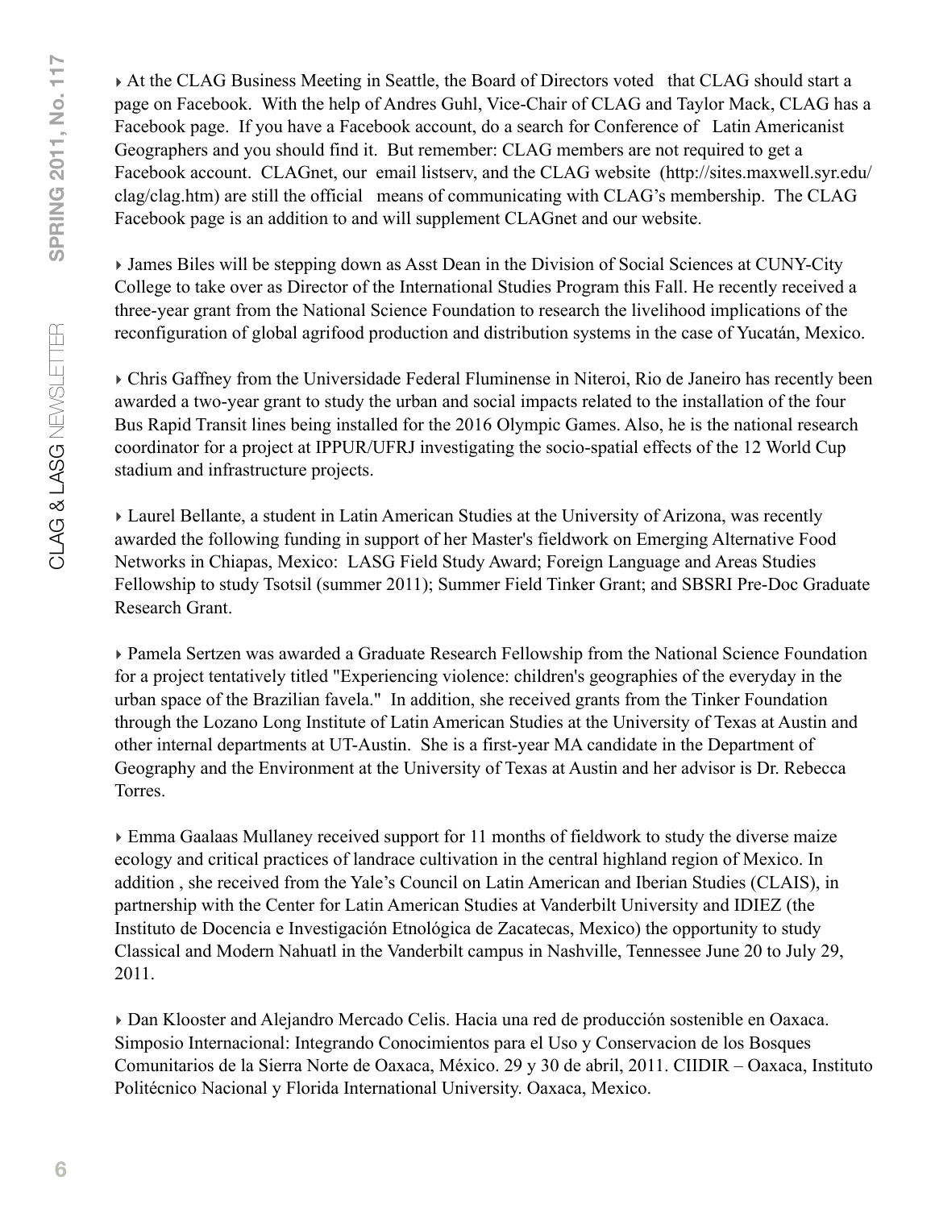- At the CLAG Business Meeting in Seattle, the Board of Directors voted that CLAG should start a page on Facebook. With the help of Andres Guhl, Vice-Chair of CLAG and Taylor Mack, CLAG has a Facebook page. If you have a Facebook account, do a search for Conference of Latin Americanist Geographers and you should find it. But remember: CLAG members are not required to get a Facebook account. CLAGnet, our email listserv, and the CLAG website (http://sites.maxwell.syr.edu/clag/clag.htm) are still the official means of communicating with CLAG's membership. The CLAG Facebook page is an addition to and will supplement CLAGnet and our website.

- James Biles will be stepping down as Asst Dean in the Division of Social Sciences at CUNY-City College to take over as Director of the International Studies Program this Fall. He recently received a three-year grant from the National Science Foundation to research the livelihood implications of the reconfiguration of global agrifood production and distribution systems in the case of Yucatán, Mexico.

- Chris Gaffney from the Universidade Federal Fluminense in Niteroi, Rio de Janeiro has recently been awarded a two-year grant to study the urban and social impacts related to the installation of the four Bus Rapid Transit lines being installed for the 2016 Olympic Games. Also, he is the national research coordinator for a project at IPPUR/UFRJ investigating the socio-spatial effects of the 12 World Cup stadium and infrastructure projects.

- Laurel Bellante, a student in Latin American Studies at the University of Arizona, was recently awarded the following funding in support of her Master's fieldwork on Emerging Alternative Food Networks in Chiapas, Mexico: LASG Field Study Award; Foreign Language and Areas Studies Fellowship to study Tsotsil (summer 2011); Summer Field Tinker Grant; and SBSRI Pre-Doc Graduate Research Grant.

- Pamela Sertzen was awarded a Graduate Research Fellowship from the National Science Foundation for a project tentatively titled "Experiencing violence: children's geographies of the everyday in the urban space of the Brazilian favela." In addition, she received grants from the Tinker Foundation through the Lozano Long Institute of Latin American Studies at the University of Texas at Austin and other internal departments at UT-Austin. She is a first-year MA candidate in the Department of Geography and the Environment at the University of Texas at Austin and her advisor is Dr. Rebecca Torres.

- Emma Gaalaas Mullaney received support for 11 months of fieldwork to study the diverse maize ecology and critical practices of landrace cultivation in the central highland region of Mexico. In addition , she received from the Yale's Council on Latin American and Iberian Studies (CLAIS), in partnership with the Center for Latin American Studies at Vanderbilt University and IDIEZ (the Instituto de Docencia e Investigación Etnológica de Zacatecas, Mexico) the opportunity to study Classical and Modern Nahuatl in the Vanderbilt campus in Nashville, Tennessee June 20 to July 29, 2011.

- Dan Klooster and Alejandro Mercado Celis. Hacia una red de producción sostenible en Oaxaca. Simposio Internacional: Integrando Conocimientos para el Uso y Conservacion de los Bosques Comunitarios de la Sierra Norte de Oaxaca, México. 29 y 30 de abril, 2011. CIIDIR – Oaxaca, Instituto Politécnico Nacional y Florida International University. Oaxaca, Mexico.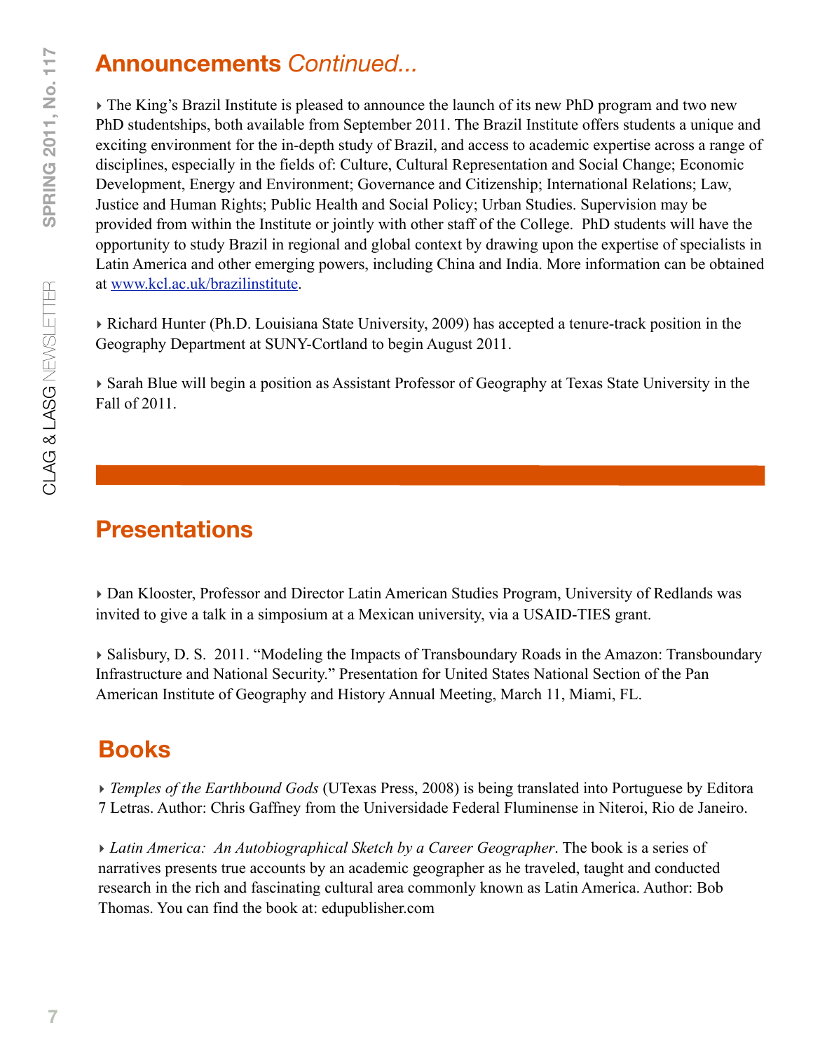## Announcements *Continued...*

‣ The King's Brazil Institute is pleased to announce the launch of its new PhD program and two new PhD studentships, both available from September 2011. The Brazil Institute offers students a unique and exciting environment for the in-depth study of Brazil, and access to academic expertise across a range of disciplines, especially in the fields of: Culture, Cultural Representation and Social Change; Economic Development, Energy and Environment; Governance and Citizenship; International Relations; Law, Justice and Human Rights; Public Health and Social Policy; Urban Studies. Supervision may be provided from within the Institute or jointly with other staff of the College. PhD students will have the opportunity to study Brazil in regional and global context by drawing upon the expertise of specialists in Latin America and other emerging powers, including China and India. More information can be obtained at www.kcl.ac.uk/brazilinstitute.

‣ Richard Hunter (Ph.D. Louisiana State University, 2009) has accepted a tenure-track position in the Geography Department at SUNY-Cortland to begin August 2011.

‣ Sarah Blue will begin a position as Assistant Professor of Geography at Texas State University in the Fall of 2011.

## Presentations

‣ Dan Klooster, Professor and Director Latin American Studies Program, University of Redlands was invited to give a talk in a simposium at a Mexican university, via a USAID-TIES grant.

‣ Salisbury, D. S. 2011. "Modeling the Impacts of Transboundary Roads in the Amazon: Transboundary Infrastructure and National Security." Presentation for United States National Section of the Pan American Institute of Geography and History Annual Meeting, March 11, Miami, FL.

## Books

‣ *Temples of the Earthbound Gods* (UTexas Press, 2008) is being translated into Portuguese by Editora 7 Letras. Author: Chris Gaffney from the Universidade Federal Fluminense in Niteroi, Rio de Janeiro.

‣ *Latin America: An Autobiographical Sketch by a Career Geographer*. The book is a series of narratives presents true accounts by an academic geographer as he traveled, taught and conducted research in the rich and fascinating cultural area commonly known as Latin America. Author: Bob Thomas. You can find the book at: edupublisher.com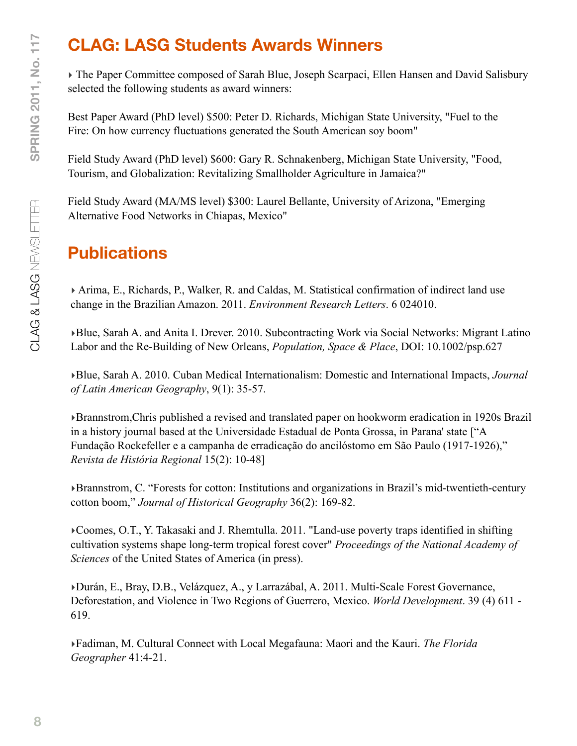## CLAG: LASG Students Awards Winners

‣ The Paper Committee composed of Sarah Blue, Joseph Scarpaci, Ellen Hansen and David Salisbury selected the following students as award winners:

Best Paper Award (PhD level) $500: Peter D. Richards, Michigan State University, "Fuel to the Fire: On how currency fluctuations generated the South American soy boom"

Field Study Award (PhD level) $600: Gary R. Schnakenberg, Michigan State University, "Food, Tourism, and Globalization: Revitalizing Smallholder Agriculture in Jamaica?"

Field Study Award (MA/MS level) $300: Laurel Bellante, University of Arizona, "Emerging Alternative Food Networks in Chiapas, Mexico"

## Publications

‣ Arima, E., Richards, P., Walker, R. and Caldas, M. Statistical confirmation of indirect land use change in the Brazilian Amazon. 2011. *Environment Research Letters*. 6 024010.

‣Blue, Sarah A. and Anita I. Drever. 2010. Subcontracting Work via Social Networks: Migrant Latino Labor and the Re-Building of New Orleans, *Population, Space & Place*, DOI: 10.1002/psp.627

‣Blue, Sarah A. 2010. Cuban Medical Internationalism: Domestic and International Impacts, *Journal of Latin American Geography*, 9(1): 35-57.

‣Brannstrom,Chris published a revised and translated paper on hookworm eradication in 1920s Brazil in a history journal based at the Universidade Estadual de Ponta Grossa, in Parana' state ["A Fundação Rockefeller e a campanha de erradicação do ancilóstomo em São Paulo (1917-1926)," *Revista de História Regional* 15(2): 10-48]

‣Brannstrom, C. "Forests for cotton: Institutions and organizations in Brazil's mid-twentieth-century cotton boom," *Journal of Historical Geography* 36(2): 169-82.

‣Coomes, O.T., Y. Takasaki and J. Rhemtulla. 2011. "Land-use poverty traps identified in shifting cultivation systems shape long-term tropical forest cover" *Proceedings of the National Academy of Sciences* of the United States of America (in press).

‣Durán, E., Bray, D.B., Velázquez, A., y Larrazábal, A. 2011. Multi-Scale Forest Governance, Deforestation, and Violence in Two Regions of Guerrero, Mexico. *World Development*. 39 (4) 611 - 619.

‣Fadiman, M. Cultural Connect with Local Megafauna: Maori and the Kauri. *The Florida Geographer* 41:4-21.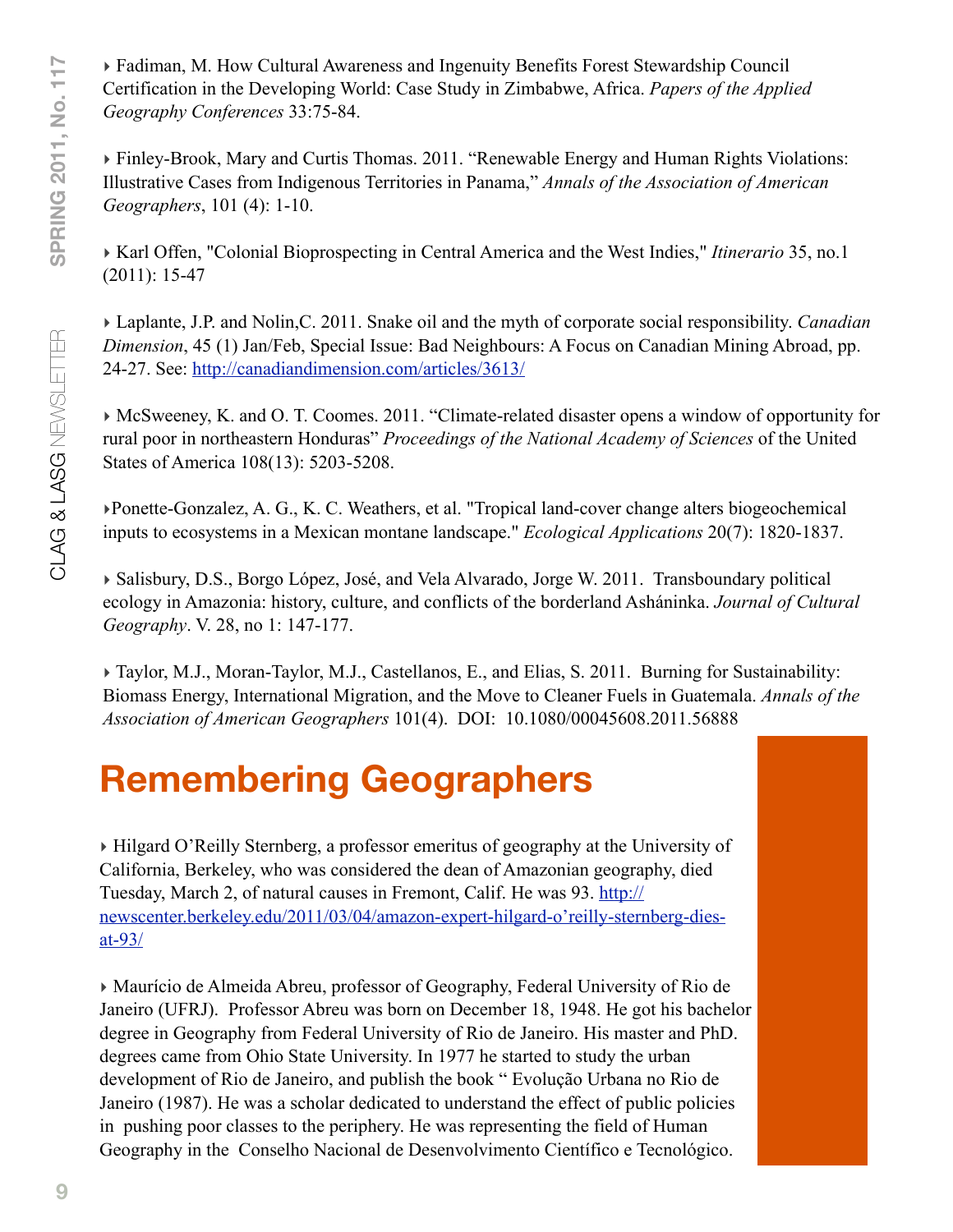▸ Fadiman, M. How Cultural Awareness and Ingenuity Benefits Forest Stewardship Council Certification in the Developing World: Case Study in Zimbabwe, Africa. *Papers of the Applied Geography Conferences* 33:75-84.

▸ Finley-Brook, Mary and Curtis Thomas. 2011. "Renewable Energy and Human Rights Violations: Illustrative Cases from Indigenous Territories in Panama," *Annals of the Association of American Geographers*, 101 (4): 1-10.

▸ Karl Offen, "Colonial Bioprospecting in Central America and the West Indies," *Itinerario* 35, no.1 (2011): 15-47

▸ Laplante, J.P. and Nolin,C. 2011. Snake oil and the myth of corporate social responsibility. *Canadian Dimension*, 45 (1) Jan/Feb, Special Issue: Bad Neighbours: A Focus on Canadian Mining Abroad, pp. 24-27. See: http://canadiandimension.com/articles/3613/

▸ McSweeney, K. and O. T. Coomes. 2011. "Climate-related disaster opens a window of opportunity for rural poor in northeastern Honduras" *Proceedings of the National Academy of Sciences* of the United States of America 108(13): 5203-5208.

▸Ponette-Gonzalez, A. G., K. C. Weathers, et al. "Tropical land-cover change alters biogeochemical inputs to ecosystems in a Mexican montane landscape." *Ecological Applications* 20(7): 1820-1837.

▸ Salisbury, D.S., Borgo López, José, and Vela Alvarado, Jorge W. 2011. Transboundary political ecology in Amazonia: history, culture, and conflicts of the borderland Asháninka. *Journal of Cultural Geography*. V. 28, no 1: 147-177.

▸ Taylor, M.J., Moran-Taylor, M.J., Castellanos, E., and Elias, S. 2011. Burning for Sustainability: Biomass Energy, International Migration, and the Move to Cleaner Fuels in Guatemala. *Annals of the Association of American Geographers* 101(4). DOI: 10.1080/00045608.2011.56888

# Remembering Geographers

▸ Hilgard O'Reilly Sternberg, a professor emeritus of geography at the University of California, Berkeley, who was considered the dean of Amazonian geography, died Tuesday, March 2, of natural causes in Fremont, Calif. He was 93. http://newscenter.berkeley.edu/2011/03/04/amazon-expert-hilgard-o'reilly-sternberg-dies-at-93/

▸ Maurício de Almeida Abreu, professor of Geography, Federal University of Rio de Janeiro (UFRJ). Professor Abreu was born on December 18, 1948. He got his bachelor degree in Geography from Federal University of Rio de Janeiro. His master and PhD. degrees came from Ohio State University. In 1977 he started to study the urban development of Rio de Janeiro, and publish the book " Evolução Urbana no Rio de Janeiro (1987). He was a scholar dedicated to understand the effect of public policies in pushing poor classes to the periphery. He was representing the field of Human Geography in the Conselho Nacional de Desenvolvimento Científico e Tecnológico.